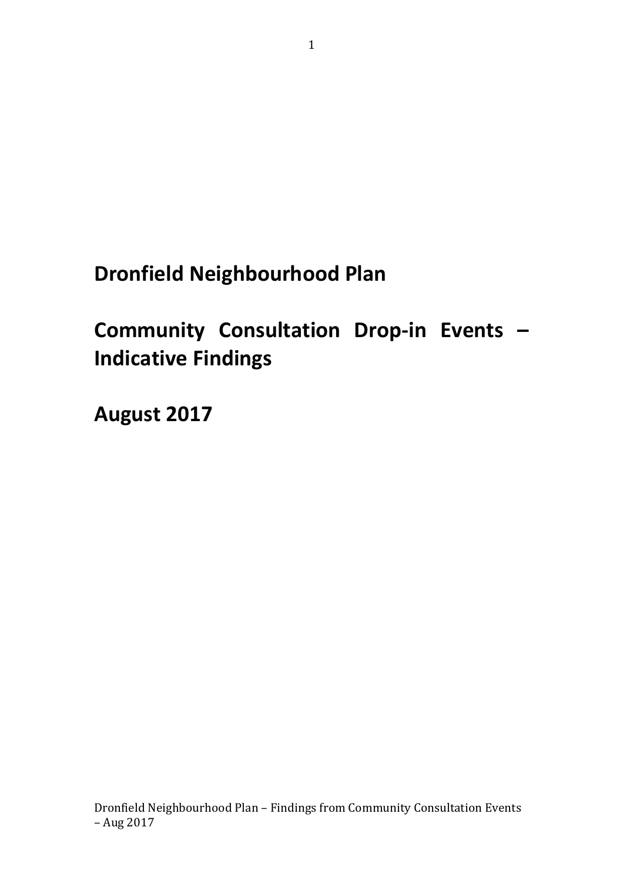# Dronfield Neighbourhood Plan

# Community Consultation Drop-in Events – Indicative Findings

# August 2017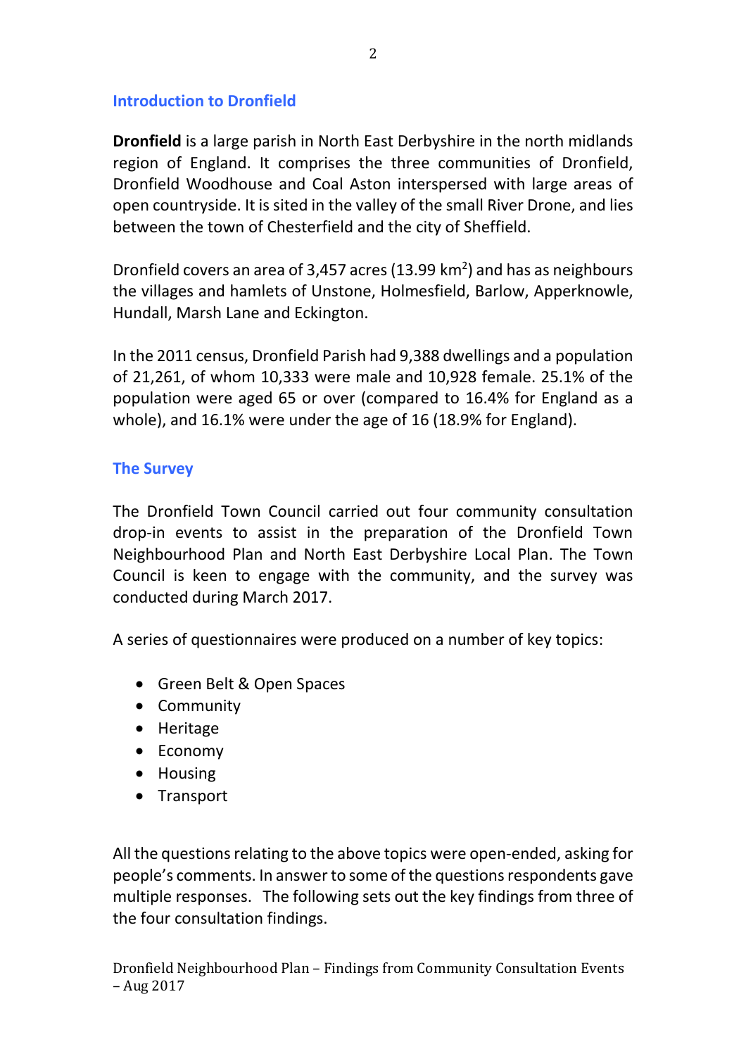## Introduction to Dronfield

**Dronfield** is a large parish in North East Derbyshire in the north midlands region of England. It comprises the three communities of Dronfield, Dronfield Woodhouse and Coal Aston interspersed with large areas of open countryside. It is sited in the valley of the small River Drone, and lies between the town of Chesterfield and the city of Sheffield.

Dronfield covers an area of 3,457 acres (13.99 km$^2$) and has as neighbours the villages and hamlets of Unstone, Holmesfield, Barlow, Apperknowle, Hundall, Marsh Lane and Eckington.

In the 2011 census, Dronfield Parish had 9,388 dwellings and a population of 21,261, of whom 10,333 were male and 10,928 female. 25.1% of the population were aged 65 or over (compared to 16.4% for England as a whole), and 16.1% were under the age of 16 (18.9% for England).

## The Survey

The Dronfield Town Council carried out four community consultation drop-in events to assist in the preparation of the Dronfield Town Neighbourhood Plan and North East Derbyshire Local Plan. The Town Council is keen to engage with the community, and the survey was conducted during March 2017.

A series of questionnaires were produced on a number of key topics:

- Green Belt & Open Spaces
- Community
- Heritage
- Economy
- Housing
- Transport

All the questions relating to the above topics were open-ended, asking for people's comments. In answer to some of the questions respondents gave multiple responses. The following sets out the key findings from three of the four consultation findings.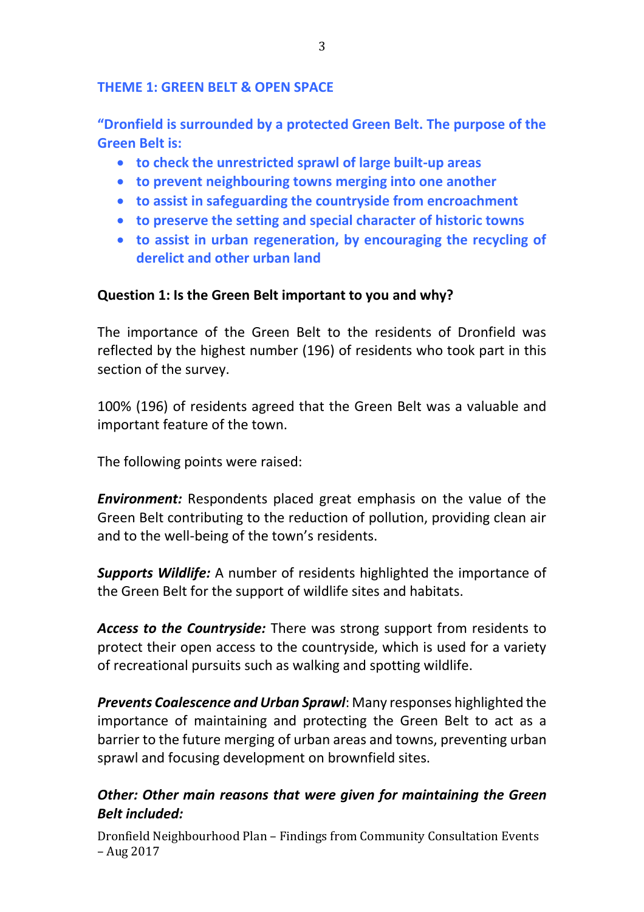## THEME 1: GREEN BELT & OPEN SPACE

**"Dronfield is surrounded by a protected Green Belt. The purpose of the Green Belt is:**

- **to check the unrestricted sprawl of large built-up areas**
- **to prevent neighbouring towns merging into one another**
- **to assist in safeguarding the countryside from encroachment**
- **to preserve the setting and special character of historic towns**
- **to assist in urban regeneration, by encouraging the recycling of derelict and other urban land**

**Question 1: Is the Green Belt important to you and why?**

The importance of the Green Belt to the residents of Dronfield was reflected by the highest number (196) of residents who took part in this section of the survey.

100% (196) of residents agreed that the Green Belt was a valuable and important feature of the town.

The following points were raised:

***Environment:*** Respondents placed great emphasis on the value of the Green Belt contributing to the reduction of pollution, providing clean air and to the well-being of the town's residents.

***Supports Wildlife:*** A number of residents highlighted the importance of the Green Belt for the support of wildlife sites and habitats.

***Access to the Countryside:*** There was strong support from residents to protect their open access to the countryside, which is used for a variety of recreational pursuits such as walking and spotting wildlife.

***Prevents Coalescence and Urban Sprawl***: Many responses highlighted the importance of maintaining and protecting the Green Belt to act as a barrier to the future merging of urban areas and towns, preventing urban sprawl and focusing development on brownfield sites.

***Other: Other main reasons that were given for maintaining the Green Belt included:***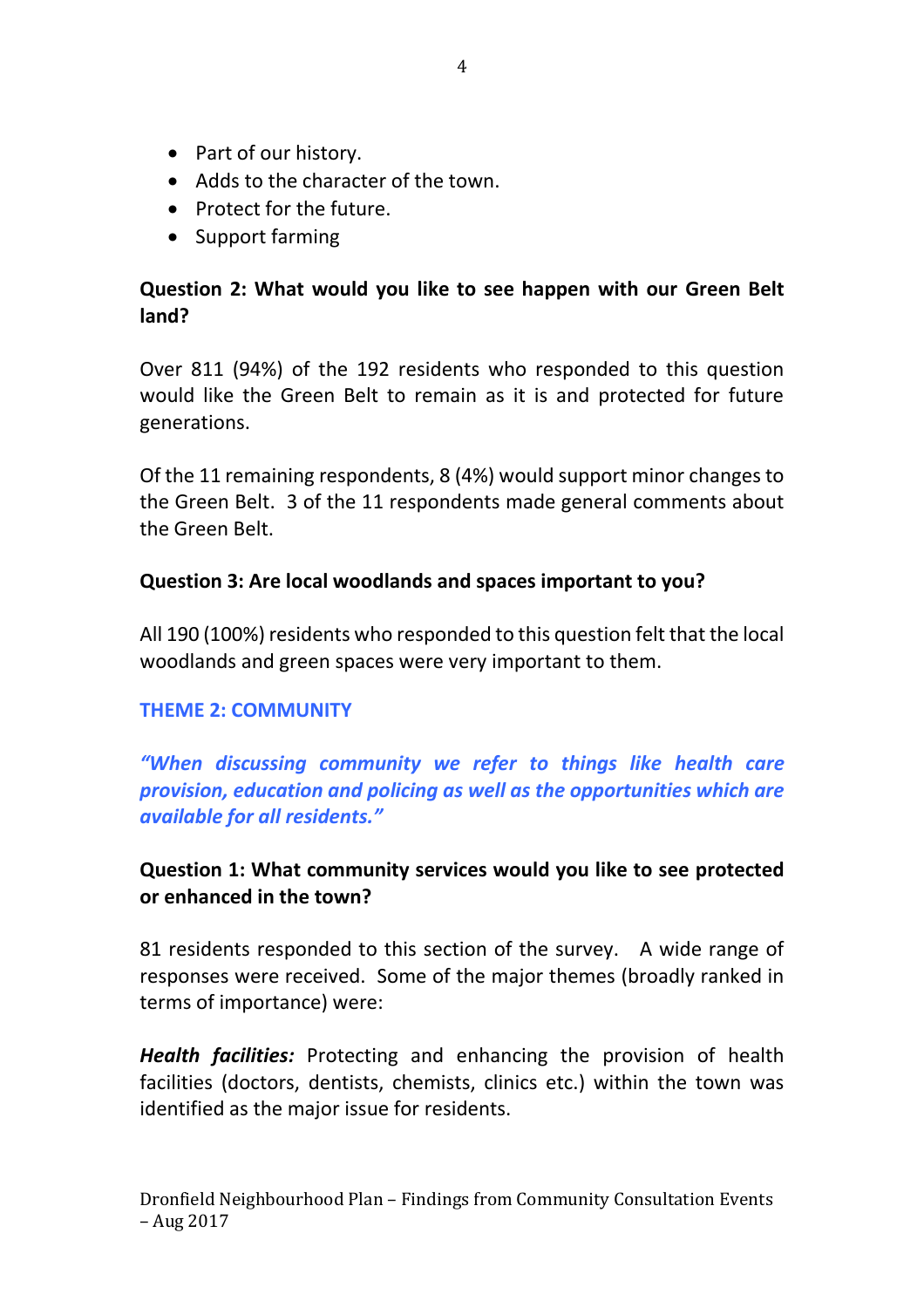- Part of our history.
- Adds to the character of the town.
- Protect for the future.
- Support farming

**Question 2: What would you like to see happen with our Green Belt land?**

Over 811 (94%) of the 192 residents who responded to this question would like the Green Belt to remain as it is and protected for future generations.

Of the 11 remaining respondents, 8 (4%) would support minor changes to the Green Belt. 3 of the 11 respondents made general comments about the Green Belt.

**Question 3: Are local woodlands and spaces important to you?**

All 190 (100%) residents who responded to this question felt that the local woodlands and green spaces were very important to them.

## THEME 2: COMMUNITY

***"When discussing community we refer to things like health care provision, education and policing as well as the opportunities which are available for all residents."***

**Question 1: What community services would you like to see protected or enhanced in the town?**

81 residents responded to this section of the survey. A wide range of responses were received. Some of the major themes (broadly ranked in terms of importance) were:

***Health facilities:*** Protecting and enhancing the provision of health facilities (doctors, dentists, chemists, clinics etc.) within the town was identified as the major issue for residents.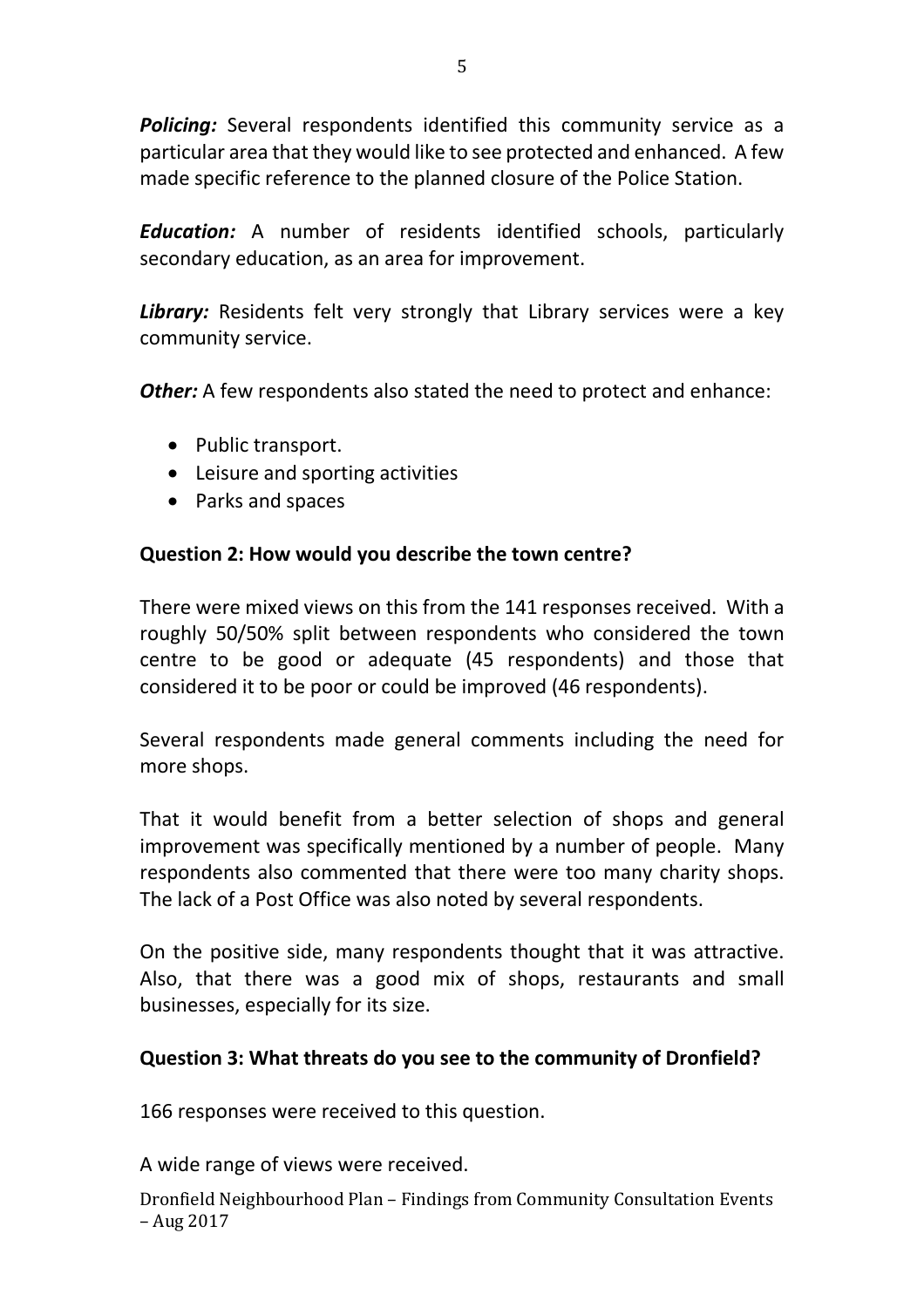***Policing:*** Several respondents identified this community service as a particular area that they would like to see protected and enhanced. A few made specific reference to the planned closure of the Police Station.

***Education:*** A number of residents identified schools, particularly secondary education, as an area for improvement.

***Library:*** Residents felt very strongly that Library services were a key community service.

***Other:*** A few respondents also stated the need to protect and enhance:

- Public transport.
- Leisure and sporting activities
- Parks and spaces

**Question 2: How would you describe the town centre?**

There were mixed views on this from the 141 responses received. With a roughly 50/50% split between respondents who considered the town centre to be good or adequate (45 respondents) and those that considered it to be poor or could be improved (46 respondents).

Several respondents made general comments including the need for more shops.

That it would benefit from a better selection of shops and general improvement was specifically mentioned by a number of people. Many respondents also commented that there were too many charity shops. The lack of a Post Office was also noted by several respondents.

On the positive side, many respondents thought that it was attractive. Also, that there was a good mix of shops, restaurants and small businesses, especially for its size.

**Question 3: What threats do you see to the community of Dronfield?**

166 responses were received to this question.

A wide range of views were received.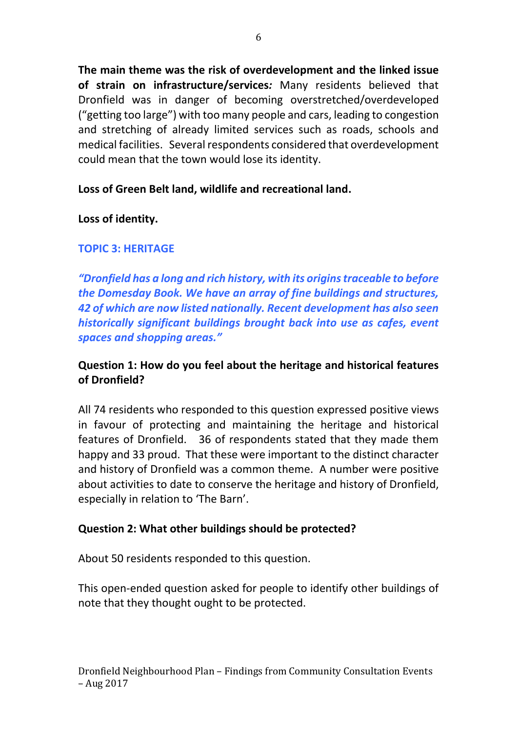**The main theme was the risk of overdevelopment and the linked issue of strain on infrastructure/services***:* Many residents believed that Dronfield was in danger of becoming overstretched/overdeveloped ("getting too large") with too many people and cars, leading to congestion and stretching of already limited services such as roads, schools and medical facilities. Several respondents considered that overdevelopment could mean that the town would lose its identity.

**Loss of Green Belt land, wildlife and recreational land.**

**Loss of identity.**

## TOPIC 3: HERITAGE

***"Dronfield has a long and rich history, with its origins traceable to before the Domesday Book. We have an array of fine buildings and structures, 42 of which are now listed nationally. Recent development has also seen historically significant buildings brought back into use as cafes, event spaces and shopping areas."***

**Question 1: How do you feel about the heritage and historical features of Dronfield?**

All 74 residents who responded to this question expressed positive views in favour of protecting and maintaining the heritage and historical features of Dronfield. 36 of respondents stated that they made them happy and 33 proud. That these were important to the distinct character and history of Dronfield was a common theme. A number were positive about activities to date to conserve the heritage and history of Dronfield, especially in relation to 'The Barn'.

**Question 2: What other buildings should be protected?**

About 50 residents responded to this question.

This open-ended question asked for people to identify other buildings of note that they thought ought to be protected.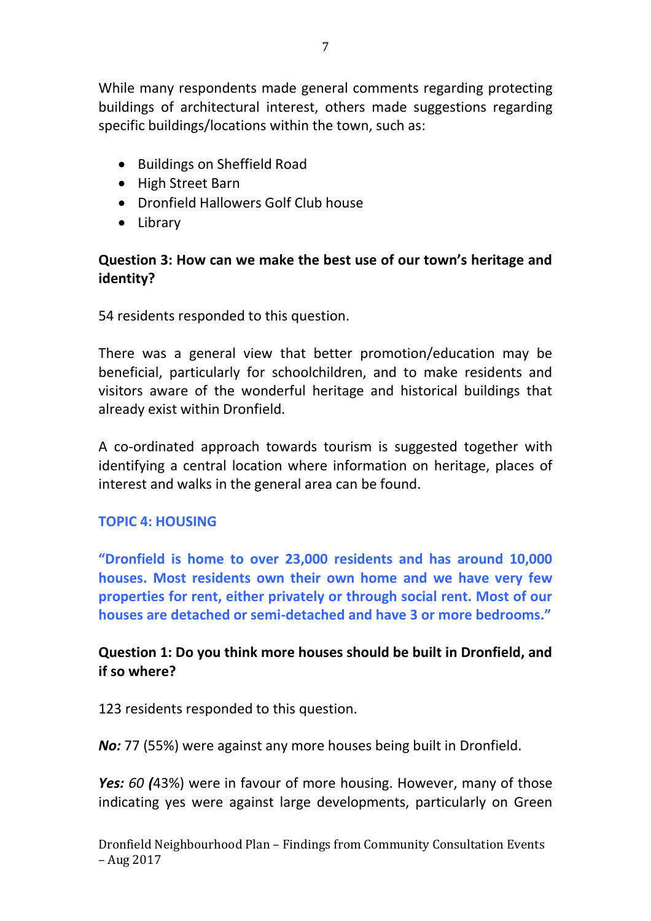While many respondents made general comments regarding protecting buildings of architectural interest, others made suggestions regarding specific buildings/locations within the town, such as:

- Buildings on Sheffield Road
- High Street Barn
- Dronfield Hallowers Golf Club house
- Library

**Question 3: How can we make the best use of our town's heritage and identity?**

54 residents responded to this question.

There was a general view that better promotion/education may be beneficial, particularly for schoolchildren, and to make residents and visitors aware of the wonderful heritage and historical buildings that already exist within Dronfield.

A co-ordinated approach towards tourism is suggested together with identifying a central location where information on heritage, places of interest and walks in the general area can be found.

## TOPIC 4: HOUSING

**"Dronfield is home to over 23,000 residents and has around 10,000 houses. Most residents own their own home and we have very few properties for rent, either privately or through social rent. Most of our houses are detached or semi-detached and have 3 or more bedrooms."**

**Question 1: Do you think more houses should be built in Dronfield, and if so where?**

123 residents responded to this question.

***No:*** 77 (55%) were against any more houses being built in Dronfield.

***Yes:*** *60* ***(***43%) were in favour of more housing. However, many of those indicating yes were against large developments, particularly on Green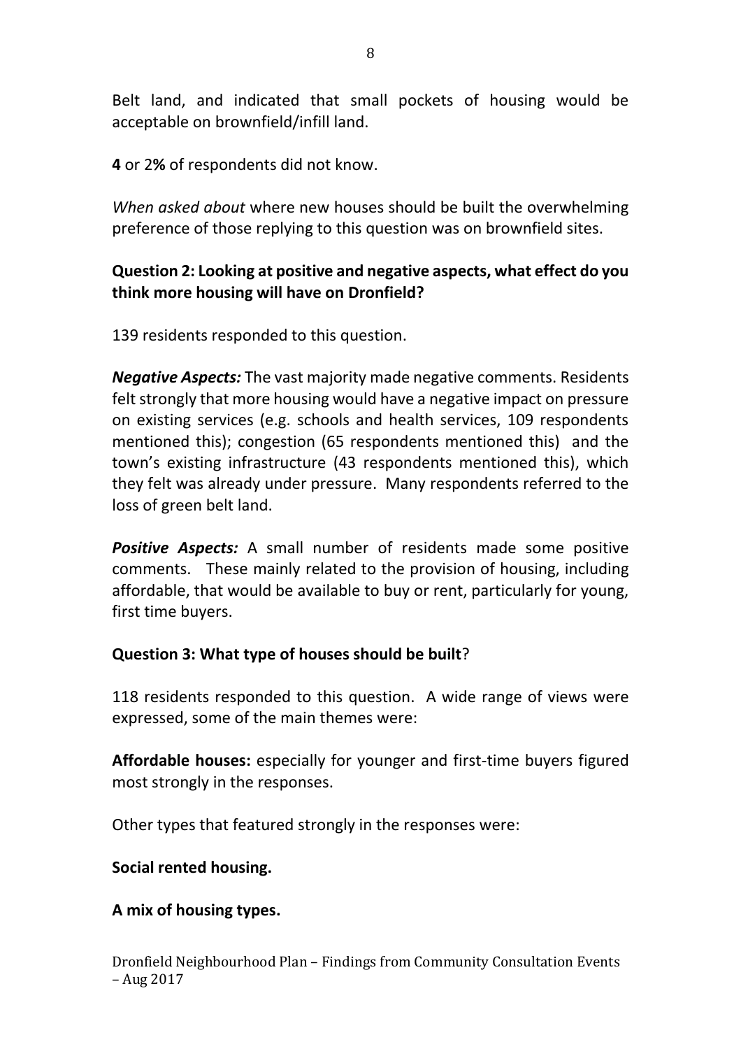Belt land, and indicated that small pockets of housing would be acceptable on brownfield/infill land.

**4** or 2**%** of respondents did not know.

*When asked about* where new houses should be built the overwhelming preference of those replying to this question was on brownfield sites.

**Question 2: Looking at positive and negative aspects, what effect do you think more housing will have on Dronfield?**

139 residents responded to this question.

***Negative Aspects:*** The vast majority made negative comments. Residents felt strongly that more housing would have a negative impact on pressure on existing services (e.g. schools and health services, 109 respondents mentioned this); congestion (65 respondents mentioned this) and the town's existing infrastructure (43 respondents mentioned this), which they felt was already under pressure. Many respondents referred to the loss of green belt land.

***Positive Aspects:*** A small number of residents made some positive comments. These mainly related to the provision of housing, including affordable, that would be available to buy or rent, particularly for young, first time buyers.

**Question 3: What type of houses should be built**?

118 residents responded to this question. A wide range of views were expressed, some of the main themes were:

**Affordable houses:** especially for younger and first-time buyers figured most strongly in the responses.

Other types that featured strongly in the responses were:

**Social rented housing.**

**A mix of housing types.**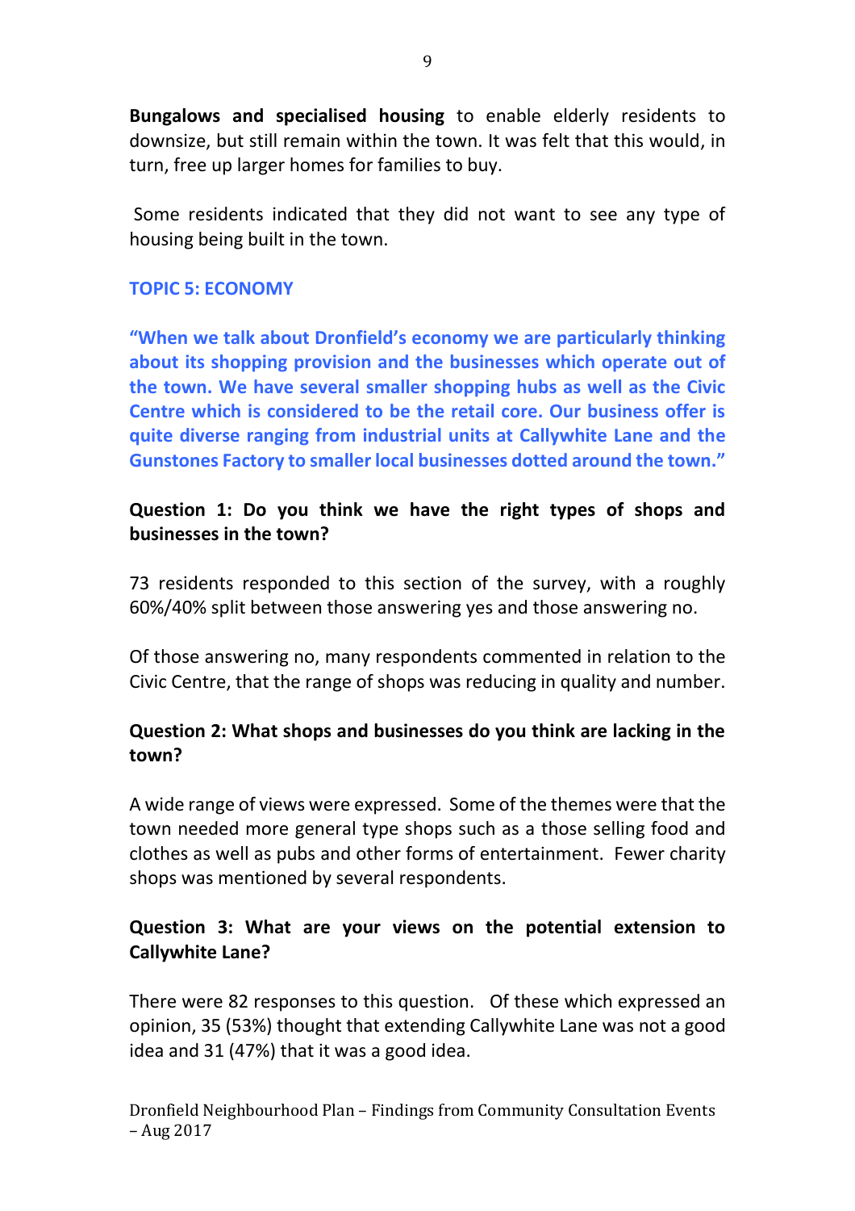**Bungalows and specialised housing** to enable elderly residents to downsize, but still remain within the town. It was felt that this would, in turn, free up larger homes for families to buy.

Some residents indicated that they did not want to see any type of housing being built in the town.

## TOPIC 5: ECONOMY

**"When we talk about Dronfield's economy we are particularly thinking about its shopping provision and the businesses which operate out of the town. We have several smaller shopping hubs as well as the Civic Centre which is considered to be the retail core. Our business offer is quite diverse ranging from industrial units at Callywhite Lane and the Gunstones Factory to smaller local businesses dotted around the town."**

### Question 1: Do you think we have the right types of shops and businesses in the town?

73 residents responded to this section of the survey, with a roughly 60%/40% split between those answering yes and those answering no.

Of those answering no, many respondents commented in relation to the Civic Centre, that the range of shops was reducing in quality and number.

### Question 2: What shops and businesses do you think are lacking in the town?

A wide range of views were expressed. Some of the themes were that the town needed more general type shops such as a those selling food and clothes as well as pubs and other forms of entertainment. Fewer charity shops was mentioned by several respondents.

### Question 3: What are your views on the potential extension to Callywhite Lane?

There were 82 responses to this question. Of these which expressed an opinion, 35 (53%) thought that extending Callywhite Lane was not a good idea and 31 (47%) that it was a good idea.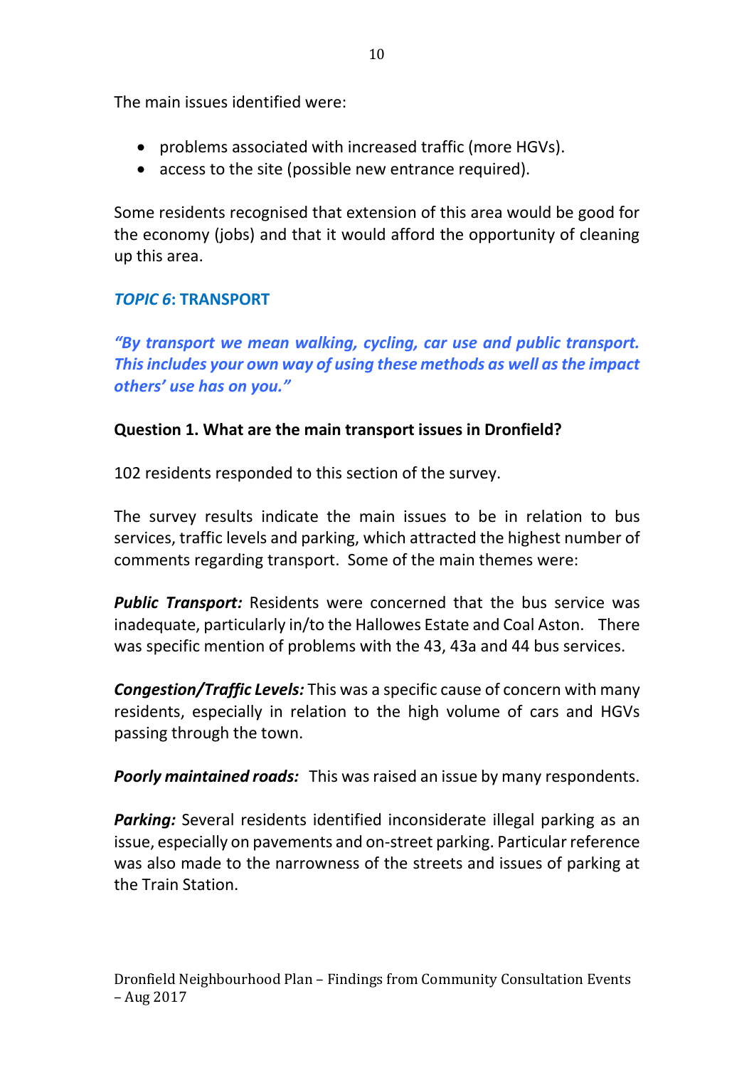The main issues identified were:

- problems associated with increased traffic (more HGVs).
- access to the site (possible new entrance required).

Some residents recognised that extension of this area would be good for the economy (jobs) and that it would afford the opportunity of cleaning up this area.

## *TOPIC 6*: TRANSPORT

***"By transport we mean walking, cycling, car use and public transport. This includes your own way of using these methods as well as the impact others' use has on you."***

**Question 1. What are the main transport issues in Dronfield?**

102 residents responded to this section of the survey.

The survey results indicate the main issues to be in relation to bus services, traffic levels and parking, which attracted the highest number of comments regarding transport. Some of the main themes were:

***Public Transport:*** Residents were concerned that the bus service was inadequate, particularly in/to the Hallowes Estate and Coal Aston. There was specific mention of problems with the 43, 43a and 44 bus services.

***Congestion/Traffic Levels:*** This was a specific cause of concern with many residents, especially in relation to the high volume of cars and HGVs passing through the town.

***Poorly maintained roads:*** This was raised an issue by many respondents.

***Parking:*** Several residents identified inconsiderate illegal parking as an issue, especially on pavements and on-street parking. Particular reference was also made to the narrowness of the streets and issues of parking at the Train Station.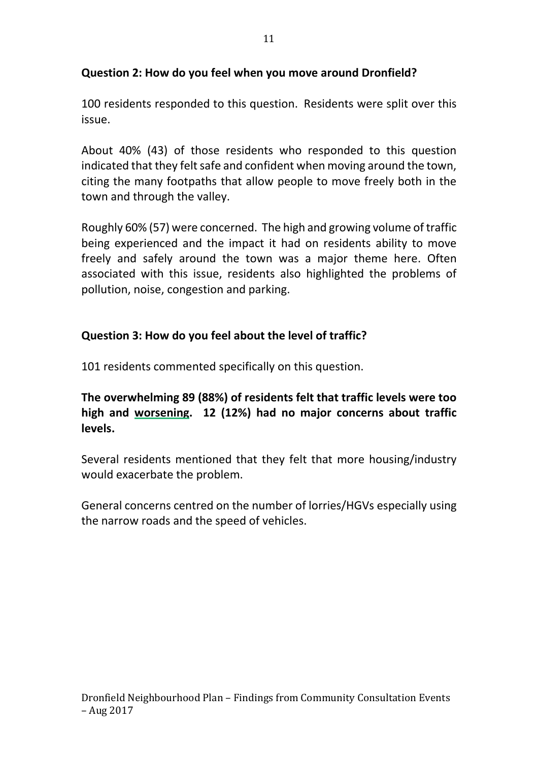**Question 2: How do you feel when you move around Dronfield?**

100 residents responded to this question. Residents were split over this issue.

About 40% (43) of those residents who responded to this question indicated that they felt safe and confident when moving around the town, citing the many footpaths that allow people to move freely both in the town and through the valley.

Roughly 60% (57) were concerned. The high and growing volume of traffic being experienced and the impact it had on residents ability to move freely and safely around the town was a major theme here. Often associated with this issue, residents also highlighted the problems of pollution, noise, congestion and parking.

**Question 3: How do you feel about the level of traffic?**

101 residents commented specifically on this question.

**The overwhelming 89 (88%) of residents felt that traffic levels were too high and worsening. 12 (12%) had no major concerns about traffic levels.**

Several residents mentioned that they felt that more housing/industry would exacerbate the problem.

General concerns centred on the number of lorries/HGVs especially using the narrow roads and the speed of vehicles.